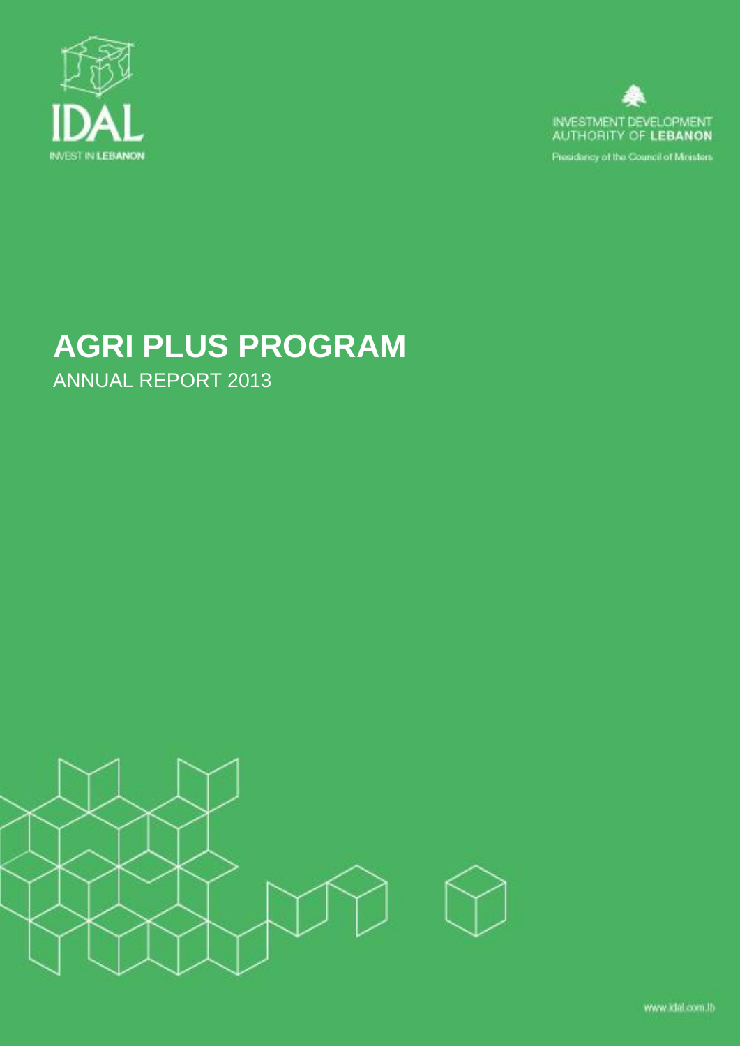IDAL

INVEST IN LEBANON

INVESTMENT DEVELOPMENT AUTHORITY OF LEBANON

Presidency of the Council of Ministers

# AGRI PLUS PROGRAM

ANNUAL REPORT 2013

www.idal.com.lb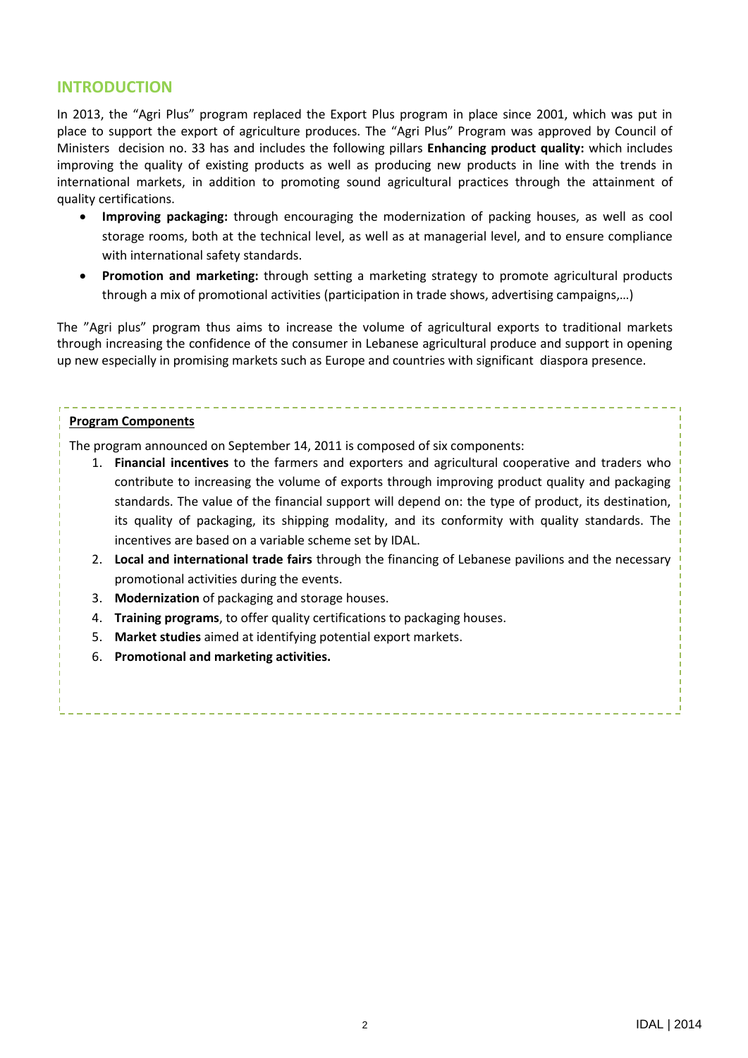## INTRODUCTION

In 2013, the "Agri Plus" program replaced the Export Plus program in place since 2001, which was put in place to support the export of agriculture produces. The "Agri Plus" Program was approved by Council of Ministers decision no. 33 has and includes the following pillars **Enhancing product quality:** which includes improving the quality of existing products as well as producing new products in line with the trends in international markets, in addition to promoting sound agricultural practices through the attainment of quality certifications.

- **Improving packaging:** through encouraging the modernization of packing houses, as well as cool storage rooms, both at the technical level, as well as at managerial level, and to ensure compliance with international safety standards.
- **Promotion and marketing:** through setting a marketing strategy to promote agricultural products through a mix of promotional activities (participation in trade shows, advertising campaigns,…)

The "Agri plus" program thus aims to increase the volume of agricultural exports to traditional markets through increasing the confidence of the consumer in Lebanese agricultural produce and support in opening up new especially in promising markets such as Europe and countries with significant diaspora presence.

**Program Components**

The program announced on September 14, 2011 is composed of six components:

1. **Financial incentives** to the farmers and exporters and agricultural cooperative and traders who contribute to increasing the volume of exports through improving product quality and packaging standards. The value of the financial support will depend on: the type of product, its destination, its quality of packaging, its shipping modality, and its conformity with quality standards. The incentives are based on a variable scheme set by IDAL.
2. **Local and international trade fairs** through the financing of Lebanese pavilions and the necessary promotional activities during the events.
3. **Modernization** of packaging and storage houses.
4. **Training programs**, to offer quality certifications to packaging houses.
5. **Market studies** aimed at identifying potential export markets.
6. **Promotional and marketing activities.**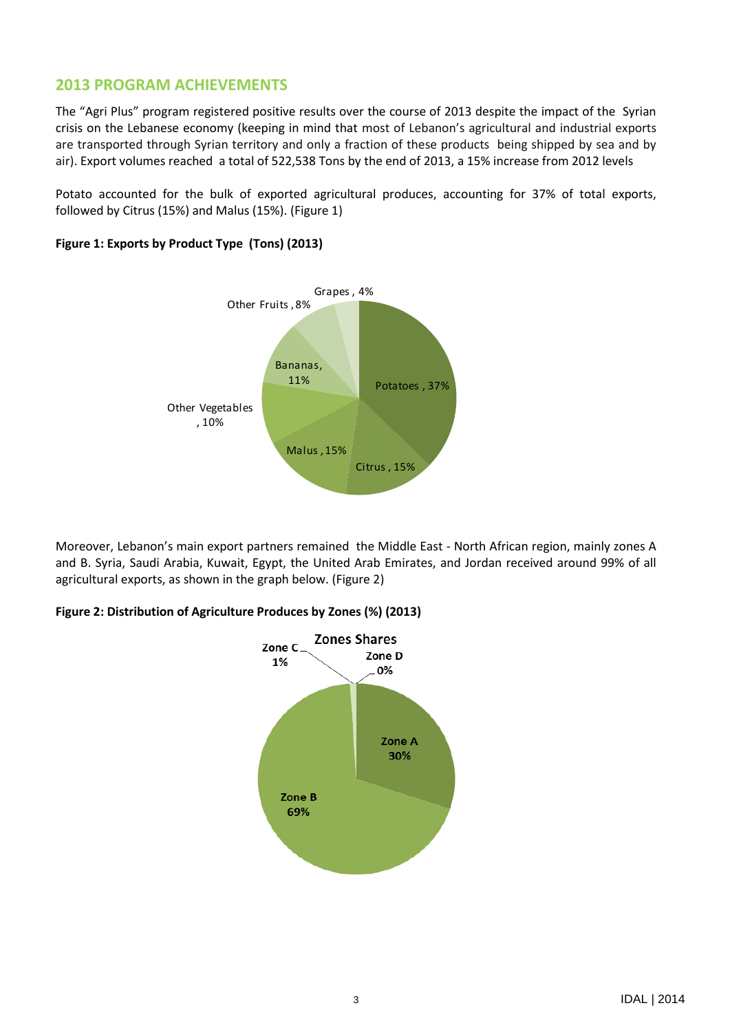## 2013 PROGRAM ACHIEVEMENTS

The "Agri Plus" program registered positive results over the course of 2013 despite the impact of the Syrian crisis on the Lebanese economy (keeping in mind that most of Lebanon's agricultural and industrial exports are transported through Syrian territory and only a fraction of these products being shipped by sea and by air). Export volumes reached a total of 522,538 Tons by the end of 2013, a 15% increase from 2012 levels

Potato accounted for the bulk of exported agricultural produces, accounting for 37% of total exports, followed by Citrus (15%) and Malus (15%). (Figure 1)

**Figure 1: Exports by Product Type (Tons) (2013)**

Grapes , 4%

Other Fruits , 8%

Bananas, 11%

Potatoes , 37%

Other Vegetables , 10%

Malus , 15%

Citrus , 15%

Moreover, Lebanon's main export partners remained the Middle East - North African region, mainly zones A and B. Syria, Saudi Arabia, Kuwait, Egypt, the United Arab Emirates, and Jordan received around 99% of all agricultural exports, as shown in the graph below. (Figure 2)

**Figure 2: Distribution of Agriculture Produces by Zones (%) (2013)**

Zones Shares

Zone C 1%

Zone D 0%

Zone A 30%

Zone B 69%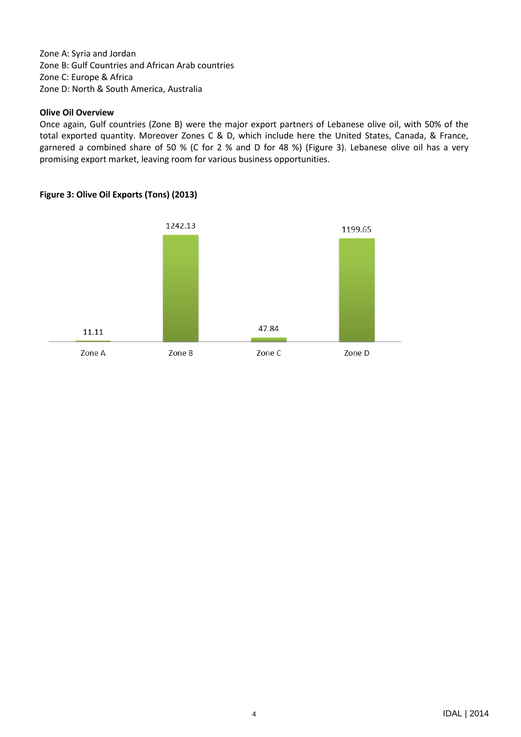Zone A: Syria and Jordan
Zone B: Gulf Countries and African Arab countries
Zone C: Europe & Africa
Zone D: North & South America, Australia

**Olive Oil Overview**

Once again, Gulf countries (Zone B) were the major export partners of Lebanese olive oil, with 50% of the total exported quantity. Moreover Zones C & D, which include here the United States, Canada, & France, garnered a combined share of 50 % (C for 2 % and D for 48 %) (Figure 3). Lebanese olive oil has a very promising export market, leaving room for various business opportunities.

**Figure 3: Olive Oil Exports (Tons) (2013)**

11.11
1242.13
47.84
1199.65

Zone A
Zone B
Zone C
Zone D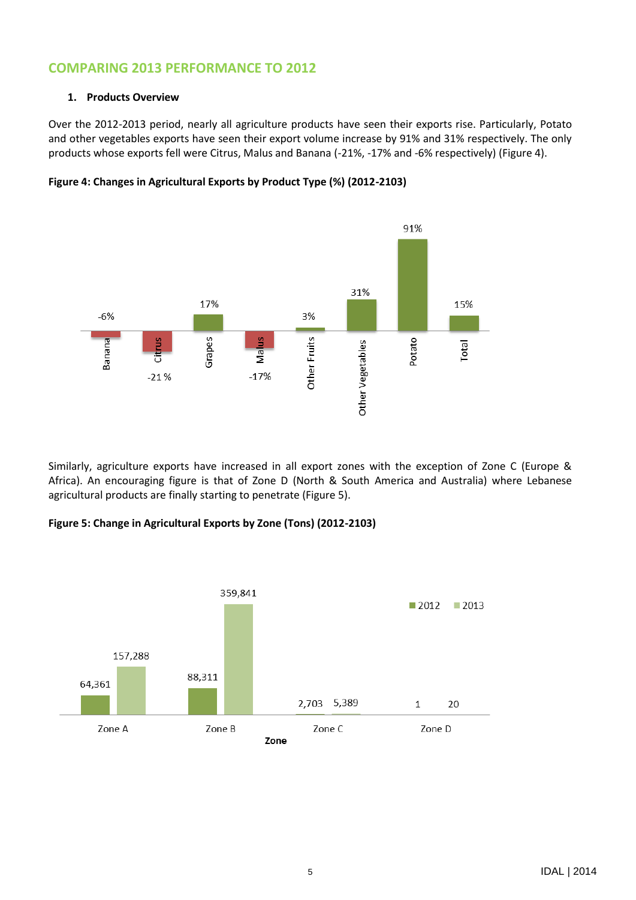## COMPARING 2013 PERFORMANCE TO 2012

### 1. Products Overview

Over the 2012-2013 period, nearly all agriculture products have seen their exports rise. Particularly, Potato and other vegetables exports have seen their export volume increase by 91% and 31% respectively. The only products whose exports fell were Citrus, Malus and Banana (-21%, -17% and -6% respectively) (Figure 4).

**Figure 4: Changes in Agricultural Exports by Product Type (%) (2012-2103)**

-6%
Banana
Citrus
-21 %
17%
Grapes
Malus
-17%
3%
Other Fruits
31%
Other Vegetables
91%
Potato
15%
Total

Similarly, agriculture exports have increased in all export zones with the exception of Zone C (Europe & Africa). An encouraging figure is that of Zone D (North & South America and Australia) where Lebanese agricultural products are finally starting to penetrate (Figure 5).

**Figure 5: Change in Agricultural Exports by Zone (Tons) (2012-2103)**

2012
2013
64,361
157,288
Zone A
88,311
359,841
Zone B
2,703
5,389
Zone C
1
20
Zone D
Zone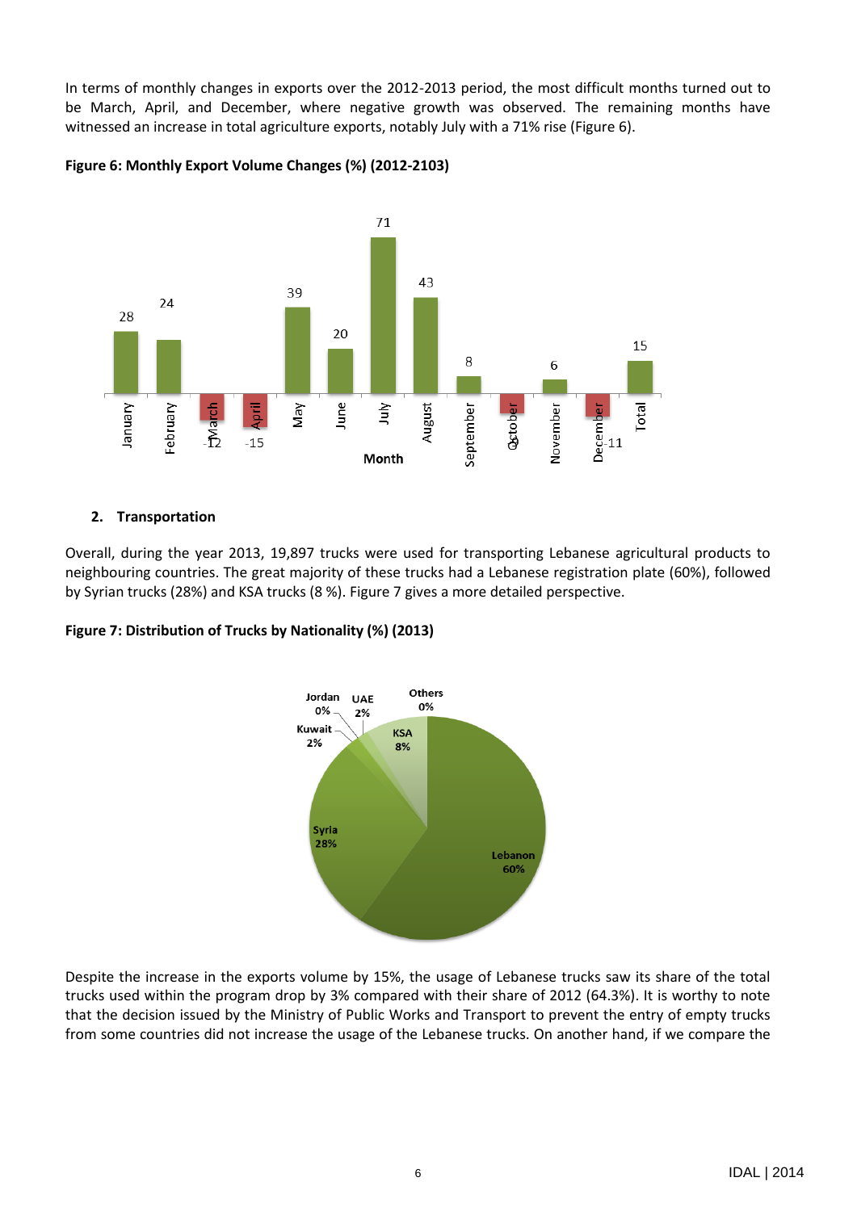In terms of monthly changes in exports over the 2012-2013 period, the most difficult months turned out to be March, April, and December, where negative growth was observed. The remaining months have witnessed an increase in total agriculture exports, notably July with a 71% rise (Figure 6).

**Figure 6: Monthly Export Volume Changes (%) (2012-2103)**

28
24
-12
-15
39
20
71
43
8
-5
6
-11
15

January
February
March
April
May
June
July
August
September
October
November
December
Total

Month

## 2. Transportation

Overall, during the year 2013, 19,897 trucks were used for transporting Lebanese agricultural products to neighbouring countries. The great majority of these trucks had a Lebanese registration plate (60%), followed by Syrian trucks (28%) and KSA trucks (8 %). Figure 7 gives a more detailed perspective.

**Figure 7: Distribution of Trucks by Nationality (%) (2013)**

Jordan 0%
UAE 2%
Others 0%
Kuwait 2%
KSA 8%
Syria 28%
Lebanon 60%

Despite the increase in the exports volume by 15%, the usage of Lebanese trucks saw its share of the total trucks used within the program drop by 3% compared with their share of 2012 (64.3%). It is worthy to note that the decision issued by the Ministry of Public Works and Transport to prevent the entry of empty trucks from some countries did not increase the usage of the Lebanese trucks. On another hand, if we compare the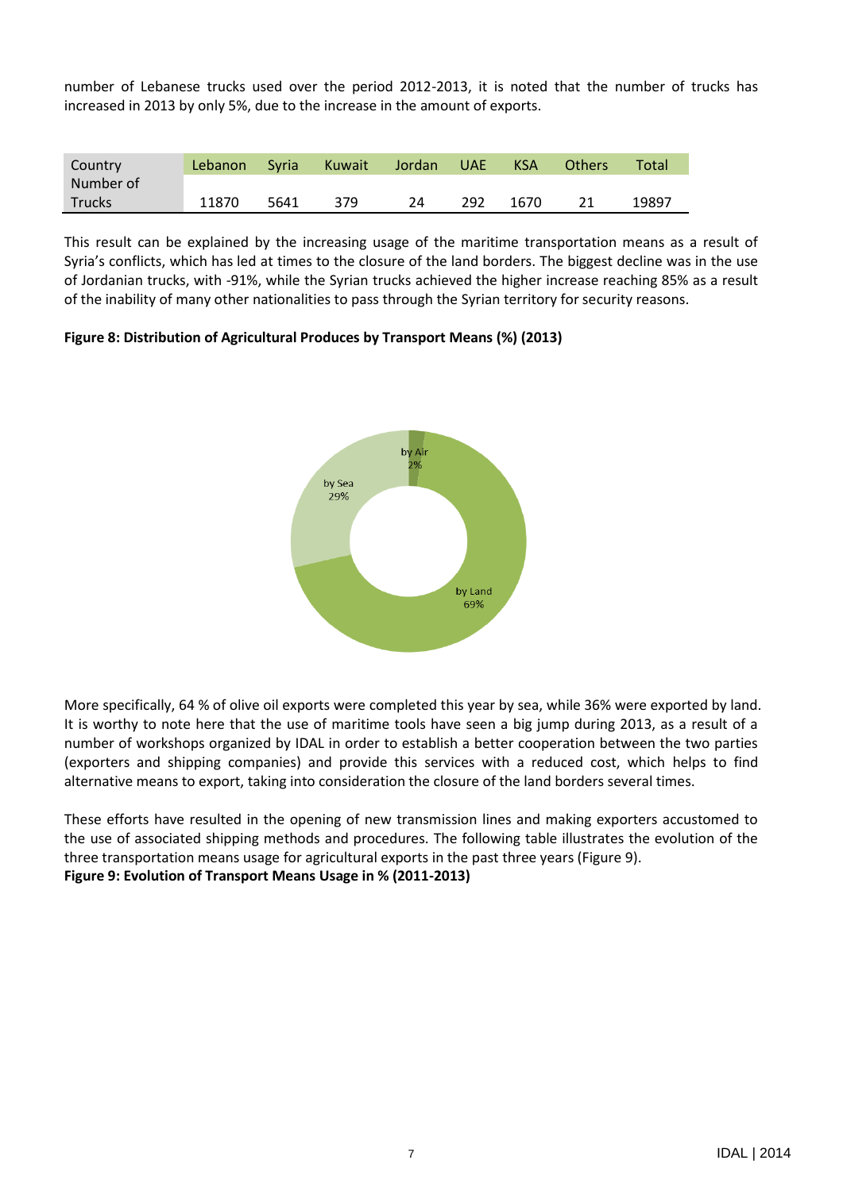number of Lebanese trucks used over the period 2012-2013, it is noted that the number of trucks has increased in 2013 by only 5%, due to the increase in the amount of exports.

| Country | Lebanon | Syria | Kuwait | Jordan | UAE | KSA | Others | Total |
|---|---|---|---|---|---|---|---|---|
| Number of Trucks | 11870 | 5641 | 379 | 24 | 292 | 1670 | 21 | 19897 |

This result can be explained by the increasing usage of the maritime transportation means as a result of Syria's conflicts, which has led at times to the closure of the land borders. The biggest decline was in the use of Jordanian trucks, with -91%, while the Syrian trucks achieved the higher increase reaching 85% as a result of the inability of many other nationalities to pass through the Syrian territory for security reasons.

**Figure 8: Distribution of Agricultural Produces by Transport Means (%) (2013)**

by Air
2%

by Sea
29%

by Land
69%

More specifically, 64 % of olive oil exports were completed this year by sea, while 36% were exported by land. It is worthy to note here that the use of maritime tools have seen a big jump during 2013, as a result of a number of workshops organized by IDAL in order to establish a better cooperation between the two parties (exporters and shipping companies) and provide this services with a reduced cost, which helps to find alternative means to export, taking into consideration the closure of the land borders several times.

These efforts have resulted in the opening of new transmission lines and making exporters accustomed to the use of associated shipping methods and procedures. The following table illustrates the evolution of the three transportation means usage for agricultural exports in the past three years (Figure 9).

**Figure 9: Evolution of Transport Means Usage in % (2011-2013)**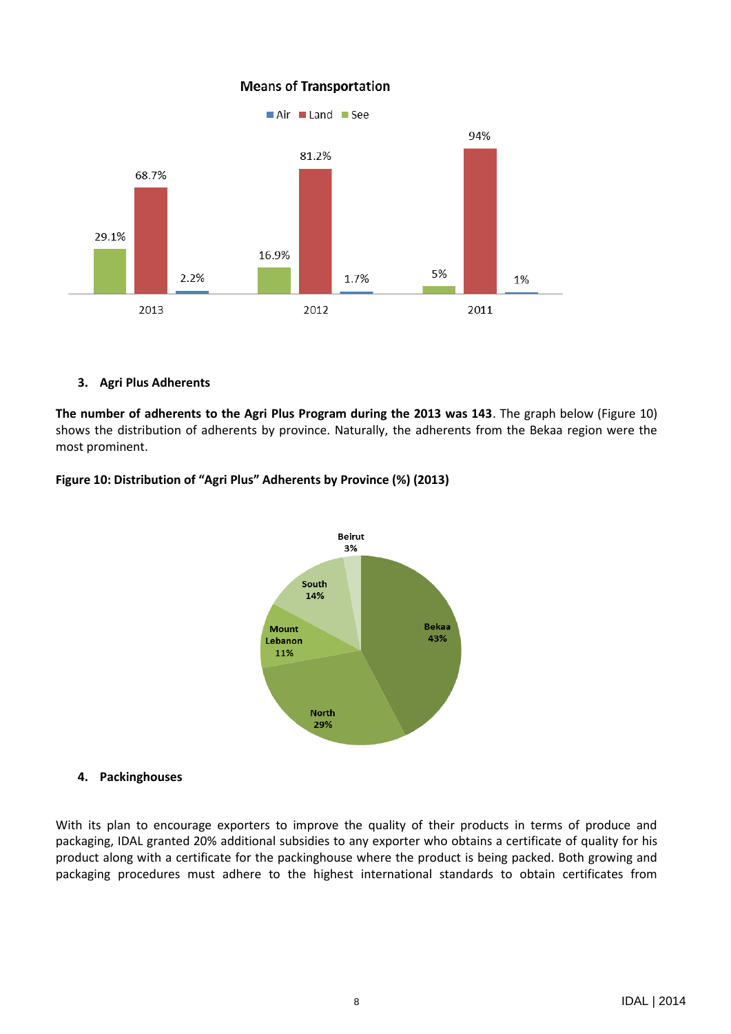Means of Transportation

Air Land See

2013: 29.1% 68.7% 2.2%

2012: 16.9% 81.2% 1.7%

2011: 5% 94% 1%

### 3. Agri Plus Adherents

**The number of adherents to the Agri Plus Program during the 2013 was 143**. The graph below (Figure 10) shows the distribution of adherents by province. Naturally, the adherents from the Bekaa region were the most prominent.

**Figure 10: Distribution of "Agri Plus" Adherents by Province (%) (2013)**

Beirut 3%

South 14%

Mount Lebanon 11%

North 29%

Bekaa 43%

### 4. Packinghouses

With its plan to encourage exporters to improve the quality of their products in terms of produce and packaging, IDAL granted 20% additional subsidies to any exporter who obtains a certificate of quality for his product along with a certificate for the packinghouse where the product is being packed. Both growing and packaging procedures must adhere to the highest international standards to obtain certificates from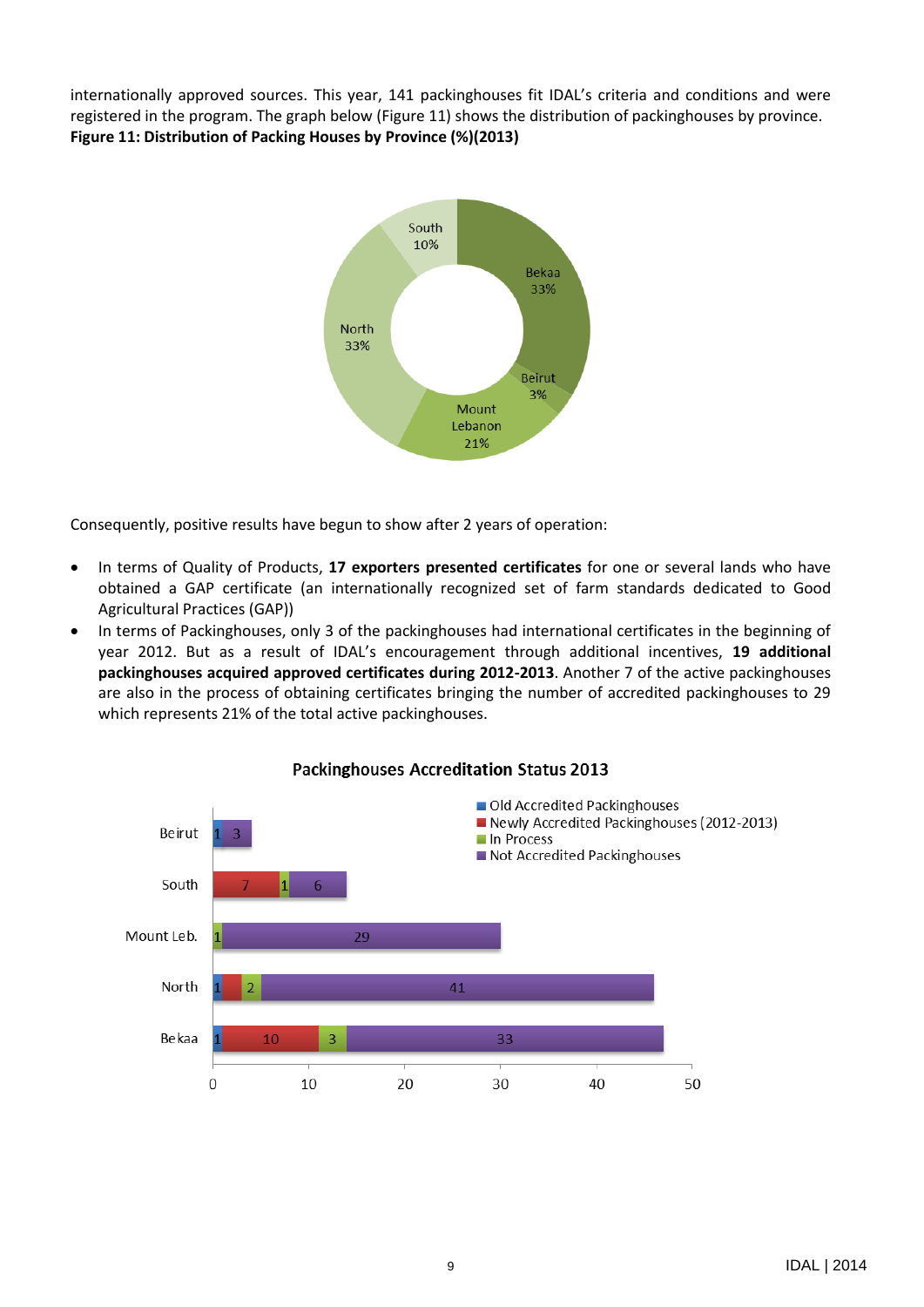internationally approved sources. This year, 141 packinghouses fit IDAL's criteria and conditions and were registered in the program. The graph below (Figure 11) shows the distribution of packinghouses by province.

**Figure 11: Distribution of Packing Houses by Province (%)(2013)**

South
10%
Bekaa
33%
Beirut
3%
Mount
Lebanon
21%
North
33%

Consequently, positive results have begun to show after 2 years of operation:

- In terms of Quality of Products, **17 exporters presented certificates** for one or several lands who have obtained a GAP certificate (an internationally recognized set of farm standards dedicated to Good Agricultural Practices (GAP))
- In terms of Packinghouses, only 3 of the packinghouses had international certificates in the beginning of year 2012. But as a result of IDAL's encouragement through additional incentives, **19 additional packinghouses acquired approved certificates during 2012-2013**. Another 7 of the active packinghouses are also in the process of obtaining certificates bringing the number of accredited packinghouses to 29 which represents 21% of the total active packinghouses.

Packinghouses Accreditation Status 2013

Old Accredited Packinghouses
Newly Accredited Packinghouses (2012-2013)
In Process
Not Accredited Packinghouses

Beirut: 1, 3
South: 7, 1, 6
Mount Leb.: 1, 29
North: 1, 2, 41
Bekaa: 1, 10, 3, 33

0 10 20 30 40 50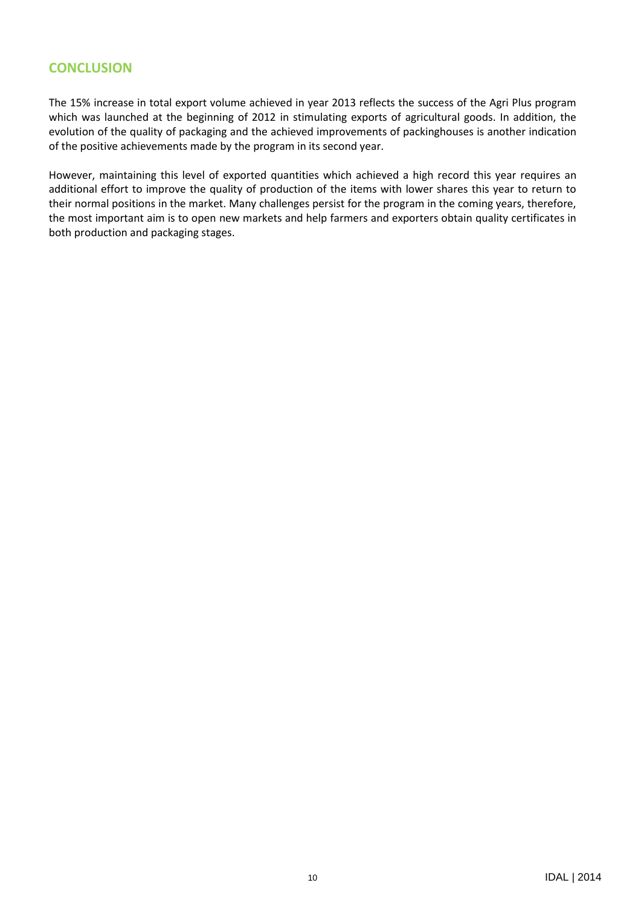## CONCLUSION

The 15% increase in total export volume achieved in year 2013 reflects the success of the Agri Plus program which was launched at the beginning of 2012 in stimulating exports of agricultural goods. In addition, the evolution of the quality of packaging and the achieved improvements of packinghouses is another indication of the positive achievements made by the program in its second year.

However, maintaining this level of exported quantities which achieved a high record this year requires an additional effort to improve the quality of production of the items with lower shares this year to return to their normal positions in the market. Many challenges persist for the program in the coming years, therefore, the most important aim is to open new markets and help farmers and exporters obtain quality certificates in both production and packaging stages.